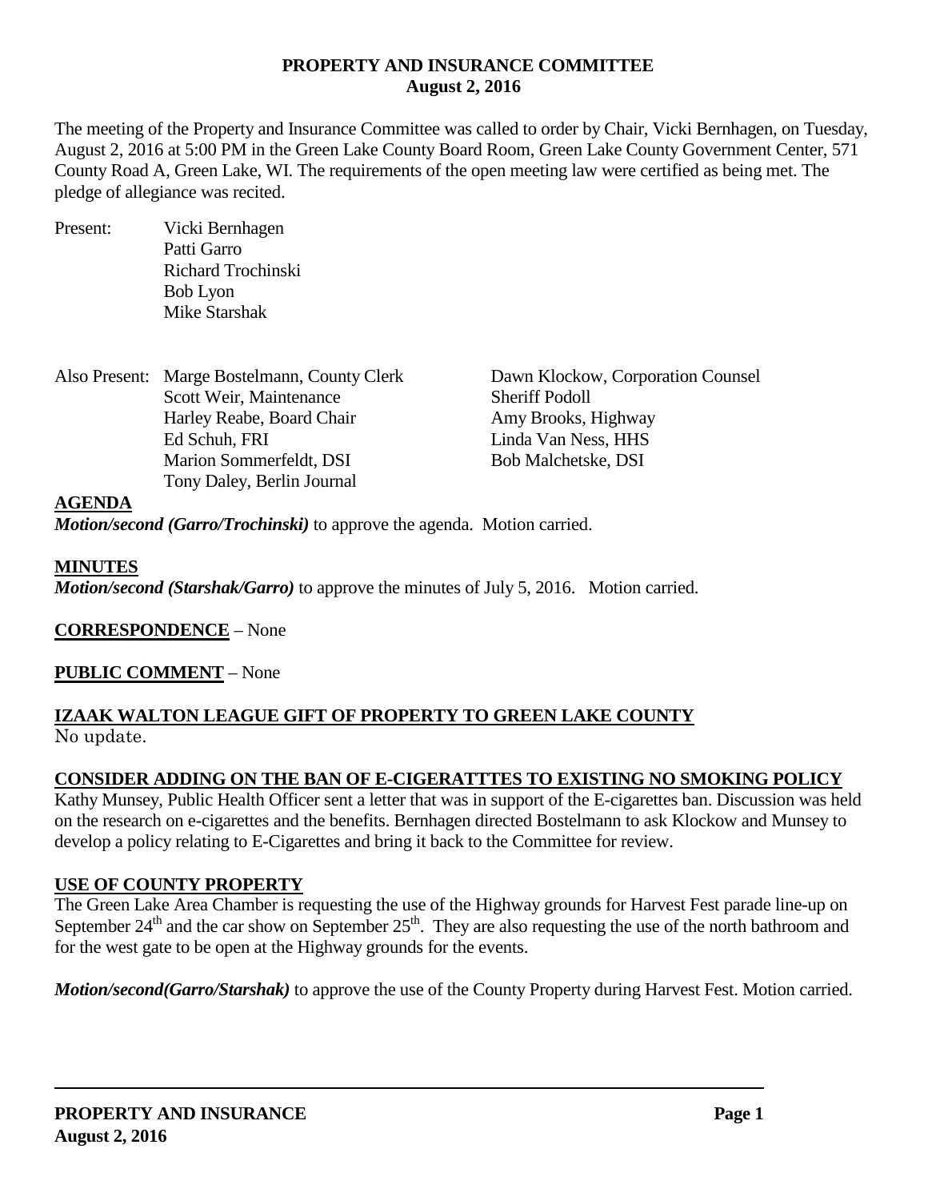**PROPERTY AND INSURANCE COMMITTEE**
**August 2, 2016**

The meeting of the Property and Insurance Committee was called to order by Chair, Vicki Bernhagen, on Tuesday, August 2, 2016 at 5:00 PM in the Green Lake County Board Room, Green Lake County Government Center, 571 County Road A, Green Lake, WI. The requirements of the open meeting law were certified as being met. The pledge of allegiance was recited.

Present: Vicki Bernhagen
Patti Garro
Richard Trochinski
Bob Lyon
Mike Starshak

Also Present: Marge Bostelmann, County Clerk
Scott Weir, Maintenance
Harley Reabe, Board Chair
Ed Schuh, FRI
Marion Sommerfeldt, DSI
Tony Daley, Berlin Journal
Dawn Klockow, Corporation Counsel
Sheriff Podoll
Amy Brooks, Highway
Linda Van Ness, HHS
Bob Malchetske, DSI

**AGENDA**

***Motion/second (Garro/Trochinski)*** to approve the agenda. Motion carried.

**MINUTES**

***Motion/second (Starshak/Garro)*** to approve the minutes of July 5, 2016. Motion carried.

**CORRESPONDENCE** – None

**PUBLIC COMMENT** – None

**IZAAK WALTON LEAGUE GIFT OF PROPERTY TO GREEN LAKE COUNTY**

No update.

**CONSIDER ADDING ON THE BAN OF E-CIGERATTTES TO EXISTING NO SMOKING POLICY**

Kathy Munsey, Public Health Officer sent a letter that was in support of the E-cigarettes ban. Discussion was held on the research on e-cigarettes and the benefits. Bernhagen directed Bostelmann to ask Klockow and Munsey to develop a policy relating to E-Cigarettes and bring it back to the Committee for review.

**USE OF COUNTY PROPERTY**

The Green Lake Area Chamber is requesting the use of the Highway grounds for Harvest Fest parade line-up on September 24th and the car show on September 25th. They are also requesting the use of the north bathroom and for the west gate to be open at the Highway grounds for the events.

***Motion/second(Garro/Starshak)*** to approve the use of the County Property during Harvest Fest. Motion carried.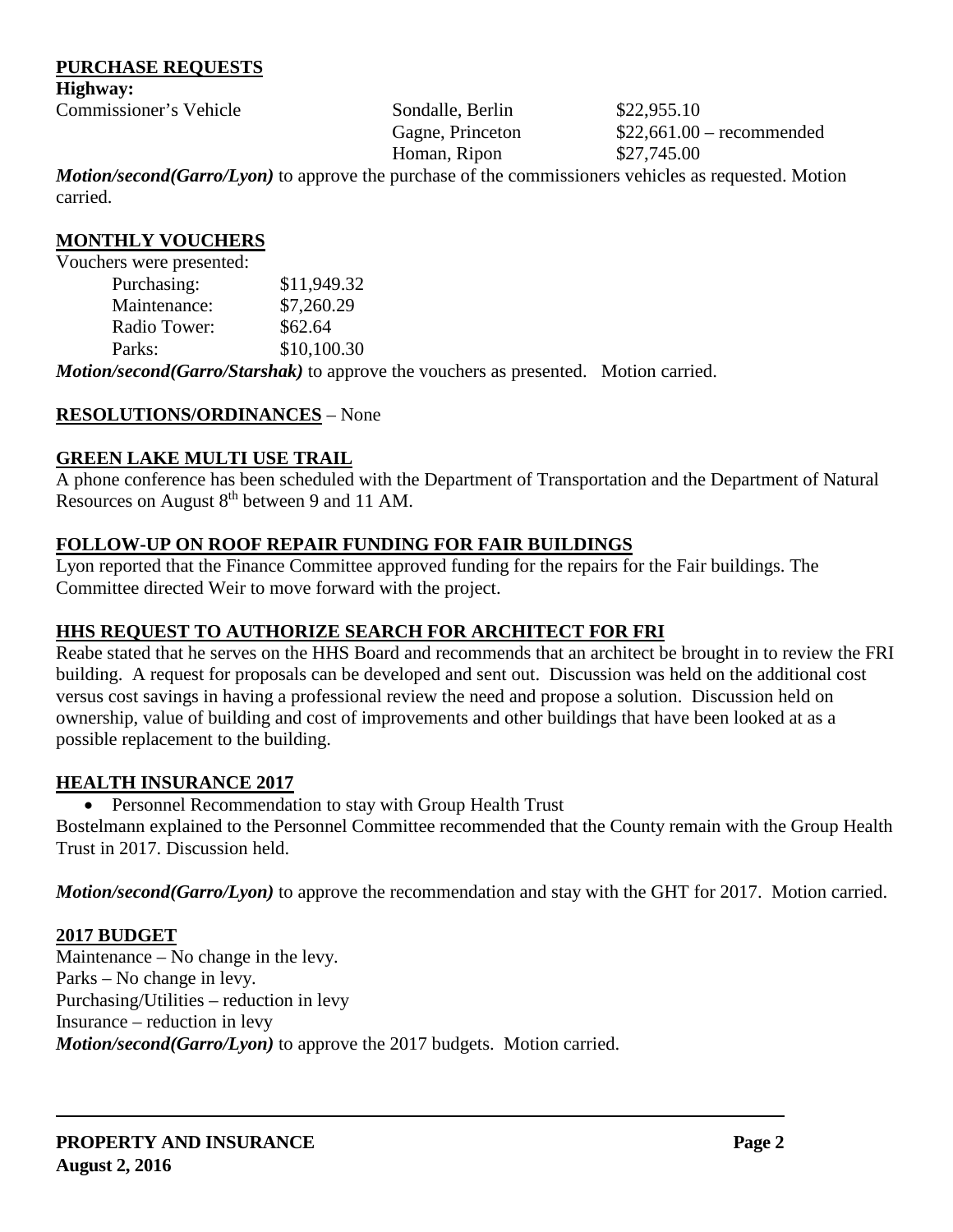## PURCHASE REQUESTS

**Highway:**

| Commissioner's Vehicle | Sondalle, Berlin | $22,955.10 |
|---|---|---|
| | Gagne, Princeton | $22,661.00 – recommended |
| | Homan, Ripon | $27,745.00 |

***Motion/second(Garro/Lyon)*** to approve the purchase of the commissioners vehicles as requested. Motion carried.

## MONTHLY VOUCHERS

Vouchers were presented:

| | |
|---|---|
| Purchasing: | $11,949.32 |
| Maintenance: | $7,260.29 |
| Radio Tower: | $62.64 |
| Parks: | $10,100.30 |

***Motion/second(Garro/Starshak)*** to approve the vouchers as presented. Motion carried.

## RESOLUTIONS/ORDINANCES – None

## GREEN LAKE MULTI USE TRAIL

A phone conference has been scheduled with the Department of Transportation and the Department of Natural Resources on August 8th between 9 and 11 AM.

## FOLLOW-UP ON ROOF REPAIR FUNDING FOR FAIR BUILDINGS

Lyon reported that the Finance Committee approved funding for the repairs for the Fair buildings. The Committee directed Weir to move forward with the project.

## HHS REQUEST TO AUTHORIZE SEARCH FOR ARCHITECT FOR FRI

Reabe stated that he serves on the HHS Board and recommends that an architect be brought in to review the FRI building. A request for proposals can be developed and sent out. Discussion was held on the additional cost versus cost savings in having a professional review the need and propose a solution. Discussion held on ownership, value of building and cost of improvements and other buildings that have been looked at as a possible replacement to the building.

## HEALTH INSURANCE 2017

- Personnel Recommendation to stay with Group Health Trust

Bostelmann explained to the Personnel Committee recommended that the County remain with the Group Health Trust in 2017. Discussion held.

***Motion/second(Garro/Lyon)*** to approve the recommendation and stay with the GHT for 2017. Motion carried.

## 2017 BUDGET

Maintenance – No change in the levy.
Parks – No change in levy.
Purchasing/Utilities – reduction in levy
Insurance – reduction in levy
***Motion/second(Garro/Lyon)*** to approve the 2017 budgets. Motion carried.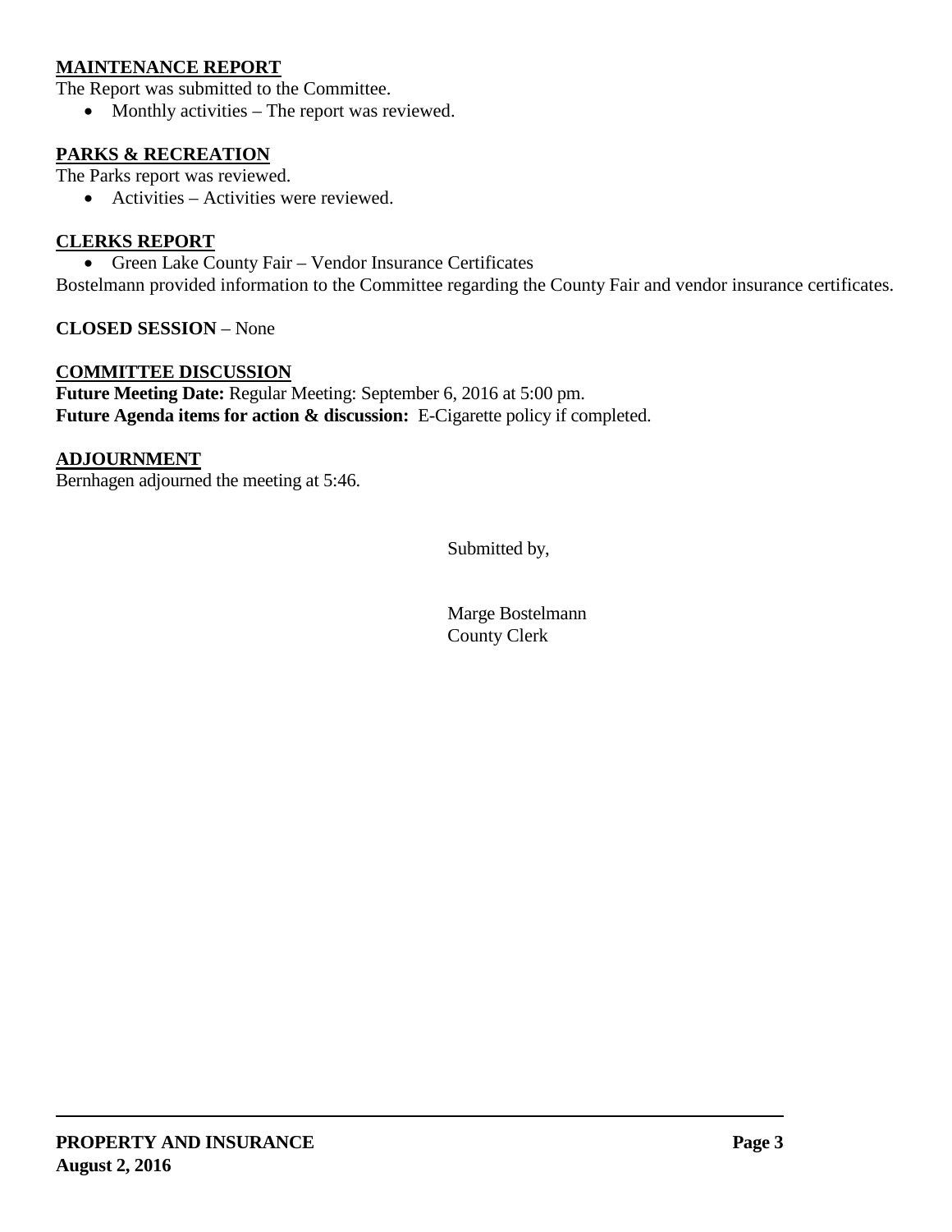**MAINTENANCE REPORT**

The Report was submitted to the Committee.

- Monthly activities – The report was reviewed.

**PARKS & RECREATION**

The Parks report was reviewed.

- Activities – Activities were reviewed.

**CLERKS REPORT**

- Green Lake County Fair – Vendor Insurance Certificates

Bostelmann provided information to the Committee regarding the County Fair and vendor insurance certificates.

**CLOSED SESSION** – None

**COMMITTEE DISCUSSION**

**Future Meeting Date:** Regular Meeting: September 6, 2016 at 5:00 pm.
**Future Agenda items for action & discussion:** E-Cigarette policy if completed.

**ADJOURNMENT**

Bernhagen adjourned the meeting at 5:46.

Submitted by,

Marge Bostelmann
County Clerk